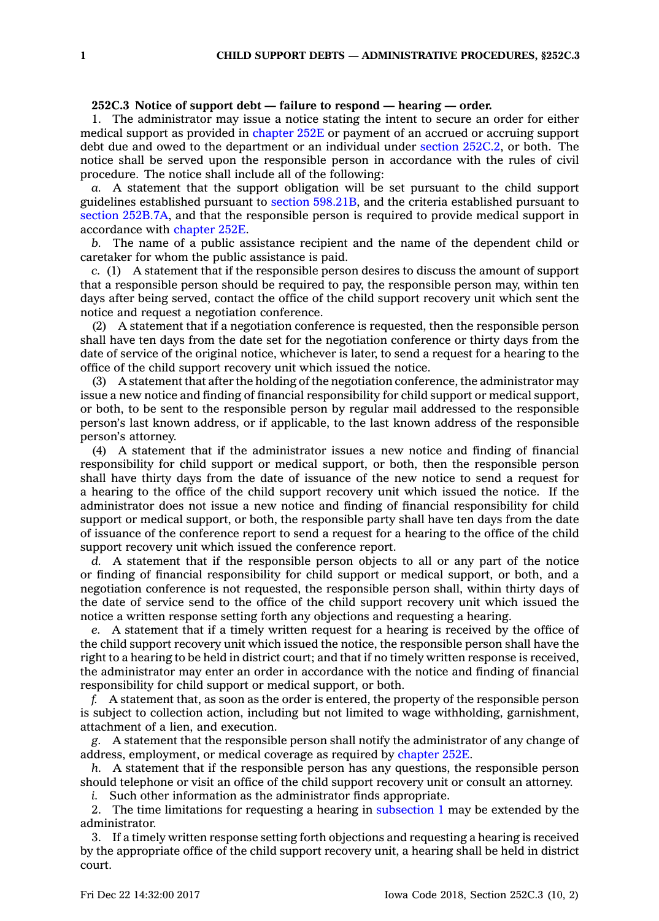**252C.3 Notice of support debt — failure to respond — hearing — order.**

1. The administrator may issue a notice stating the intent to secure an order for either medical support as provided in chapter 252E or payment of an accrued or accruing support debt due and owed to the department or an individual under section 252C.2, or both. The notice shall be served upon the responsible person in accordance with the rules of civil procedure. The notice shall include all of the following:

*a.* A statement that the support obligation will be set pursuant to the child support guidelines established pursuant to section 598.21B, and the criteria established pursuant to section 252B.7A, and that the responsible person is required to provide medical support in accordance with chapter 252E.

*b.* The name of a public assistance recipient and the name of the dependent child or caretaker for whom the public assistance is paid.

*c.* (1) A statement that if the responsible person desires to discuss the amount of support that a responsible person should be required to pay, the responsible person may, within ten days after being served, contact the office of the child support recovery unit which sent the notice and request a negotiation conference.

(2) A statement that if a negotiation conference is requested, then the responsible person shall have ten days from the date set for the negotiation conference or thirty days from the date of service of the original notice, whichever is later, to send a request for a hearing to the office of the child support recovery unit which issued the notice.

(3) A statement that after the holding of the negotiation conference, the administrator may issue a new notice and finding of financial responsibility for child support or medical support, or both, to be sent to the responsible person by regular mail addressed to the responsible person's last known address, or if applicable, to the last known address of the responsible person's attorney.

(4) A statement that if the administrator issues a new notice and finding of financial responsibility for child support or medical support, or both, then the responsible person shall have thirty days from the date of issuance of the new notice to send a request for a hearing to the office of the child support recovery unit which issued the notice. If the administrator does not issue a new notice and finding of financial responsibility for child support or medical support, or both, the responsible party shall have ten days from the date of issuance of the conference report to send a request for a hearing to the office of the child support recovery unit which issued the conference report.

*d.* A statement that if the responsible person objects to all or any part of the notice or finding of financial responsibility for child support or medical support, or both, and a negotiation conference is not requested, the responsible person shall, within thirty days of the date of service send to the office of the child support recovery unit which issued the notice a written response setting forth any objections and requesting a hearing.

*e.* A statement that if a timely written request for a hearing is received by the office of the child support recovery unit which issued the notice, the responsible person shall have the right to a hearing to be held in district court; and that if no timely written response is received, the administrator may enter an order in accordance with the notice and finding of financial responsibility for child support or medical support, or both.

*f.* A statement that, as soon as the order is entered, the property of the responsible person is subject to collection action, including but not limited to wage withholding, garnishment, attachment of a lien, and execution.

*g.* A statement that the responsible person shall notify the administrator of any change of address, employment, or medical coverage as required by chapter 252E.

*h.* A statement that if the responsible person has any questions, the responsible person should telephone or visit an office of the child support recovery unit or consult an attorney.

*i.* Such other information as the administrator finds appropriate.

2. The time limitations for requesting a hearing in subsection 1 may be extended by the administrator.

3. If a timely written response setting forth objections and requesting a hearing is received by the appropriate office of the child support recovery unit, a hearing shall be held in district court.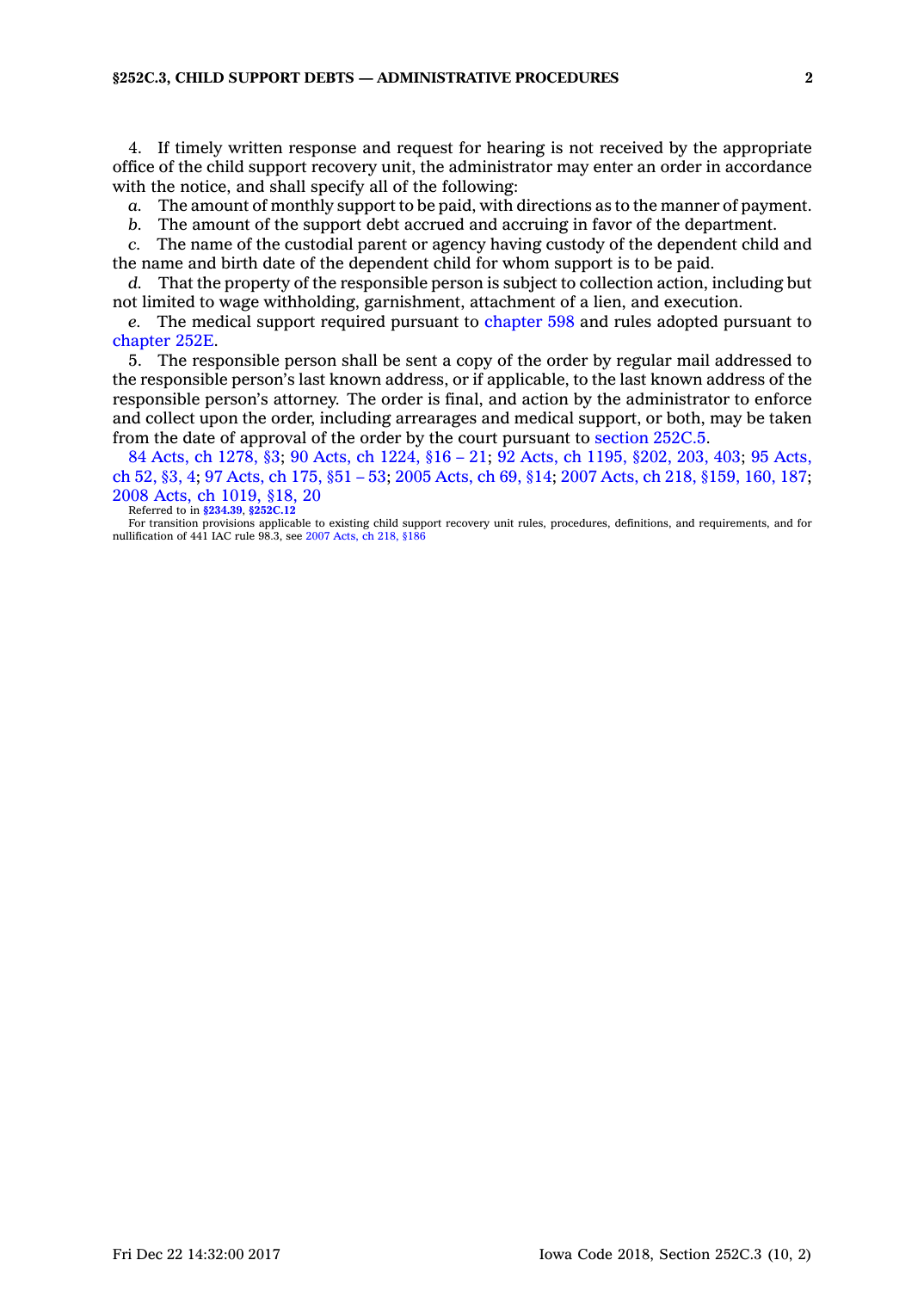4. If timely written response and request for hearing is not received by the appropriate office of the child support recovery unit, the administrator may enter an order in accordance with the notice, and shall specify all of the following:

*a.* The amount of monthly support to be paid, with directions as to the manner of payment.

*b.* The amount of the support debt accrued and accruing in favor of the department.

*c.* The name of the custodial parent or agency having custody of the dependent child and the name and birth date of the dependent child for whom support is to be paid.

*d.* That the property of the responsible person is subject to collection action, including but not limited to wage withholding, garnishment, attachment of a lien, and execution.

*e.* The medical support required pursuant to chapter 598 and rules adopted pursuant to chapter 252E.

5. The responsible person shall be sent a copy of the order by regular mail addressed to the responsible person's last known address, or if applicable, to the last known address of the responsible person's attorney. The order is final, and action by the administrator to enforce and collect upon the order, including arrearages and medical support, or both, may be taken from the date of approval of the order by the court pursuant to section 252C.5.

84 Acts, ch 1278, §3; 90 Acts, ch 1224, §16 – 21; 92 Acts, ch 1195, §202, 203, 403; 95 Acts, ch 52, §3, 4; 97 Acts, ch 175, §51 – 53; 2005 Acts, ch 69, §14; 2007 Acts, ch 218, §159, 160, 187; 2008 Acts, ch 1019, §18, 20

Referred to in **§234.39**, **§252C.12**

For transition provisions applicable to existing child support recovery unit rules, procedures, definitions, and requirements, and for nullification of 441 IAC rule 98.3, see 2007 Acts, ch 218, §186